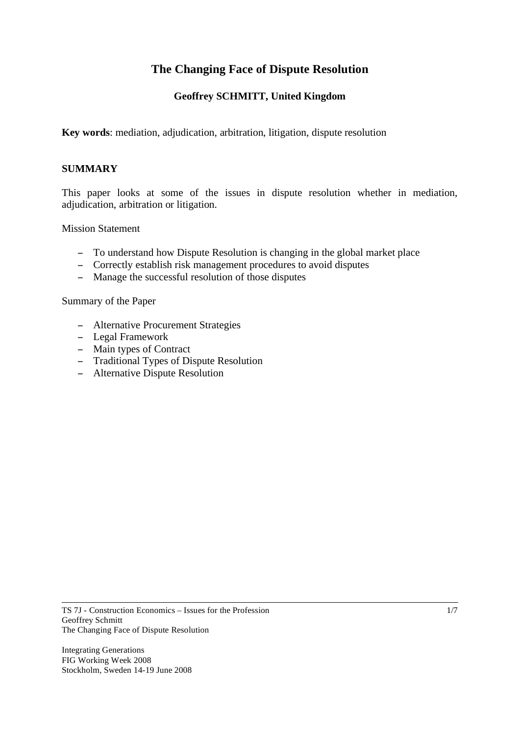# The Changing Face of Dispute Resolution

**Geoffrey SCHMITT, United Kingdom**

**Key words**: mediation, adjudication, arbitration, litigation, dispute resolution

## SUMMARY

This paper looks at some of the issues in dispute resolution whether in mediation, adjudication, arbitration or litigation.

Mission Statement

- To understand how Dispute Resolution is changing in the global market place
- Correctly establish risk management procedures to avoid disputes
- Manage the successful resolution of those disputes

Summary of the Paper

- Alternative Procurement Strategies
- Legal Framework
- Main types of Contract
- Traditional Types of Dispute Resolution
- Alternative Dispute Resolution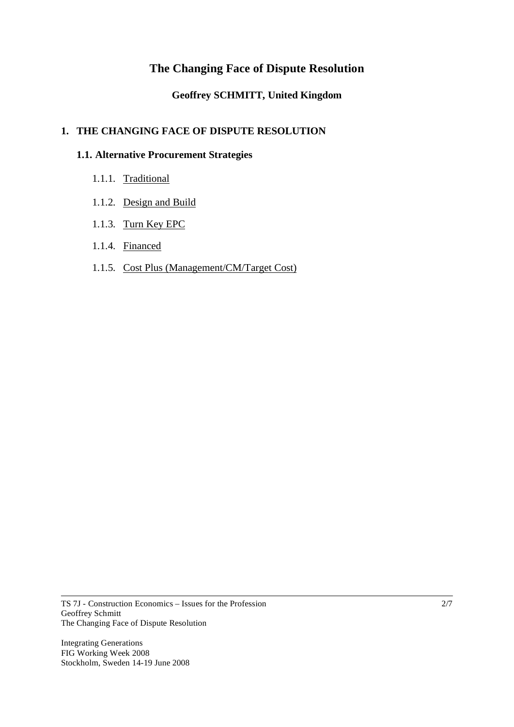# The Changing Face of Dispute Resolution

**Geoffrey SCHMITT, United Kingdom**

## 1. THE CHANGING FACE OF DISPUTE RESOLUTION

### 1.1. Alternative Procurement Strategies

1.1.1. <u>Traditional</u>

1.1.2. <u>Design and Build</u>

1.1.3. <u>Turn Key EPC</u>

1.1.4. <u>Financed</u>

1.1.5. <u>Cost Plus (Management/CM/Target Cost)</u>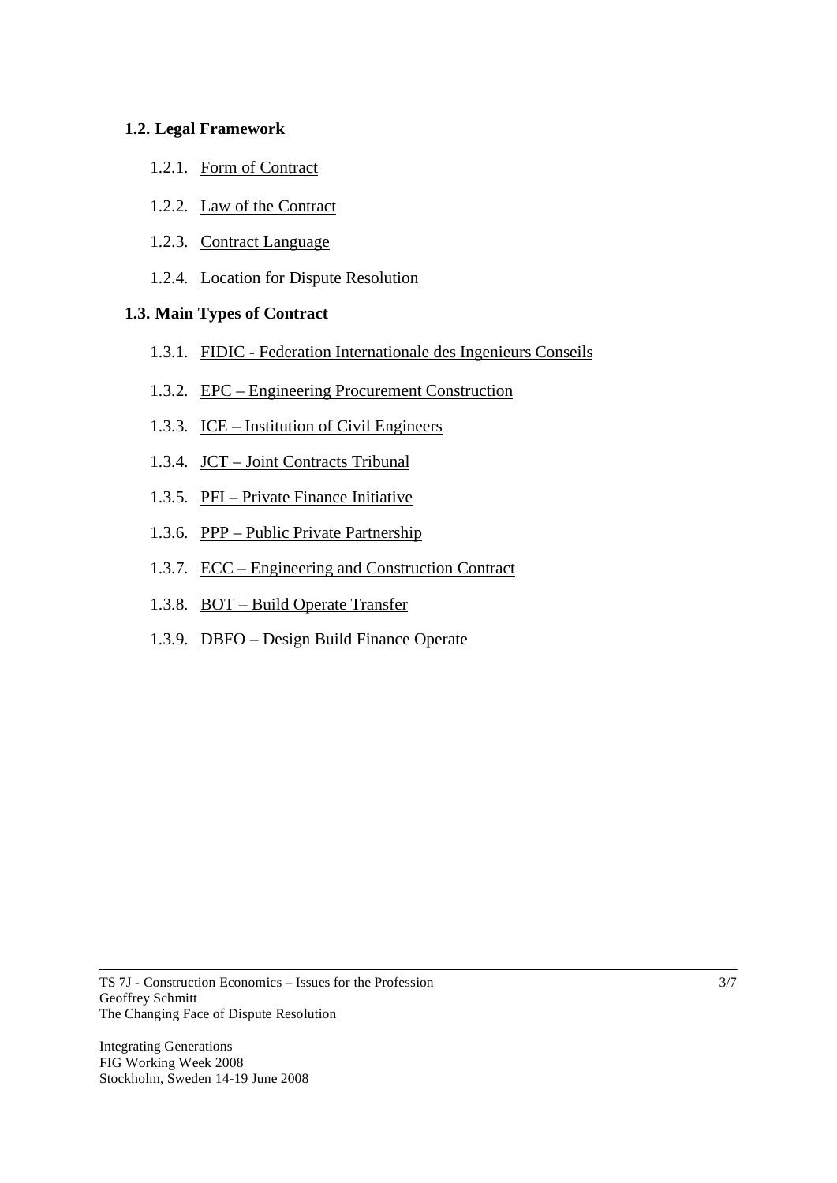### 1.2. Legal Framework

1.2.1. Form of Contract

1.2.2. Law of the Contract

1.2.3. Contract Language

1.2.4. Location for Dispute Resolution

### 1.3. Main Types of Contract

1.3.1. FIDIC - Federation Internationale des Ingenieurs Conseils

1.3.2. EPC – Engineering Procurement Construction

1.3.3. ICE – Institution of Civil Engineers

1.3.4. JCT – Joint Contracts Tribunal

1.3.5. PFI – Private Finance Initiative

1.3.6. PPP – Public Private Partnership

1.3.7. ECC – Engineering and Construction Contract

1.3.8. BOT – Build Operate Transfer

1.3.9. DBFO – Design Build Finance Operate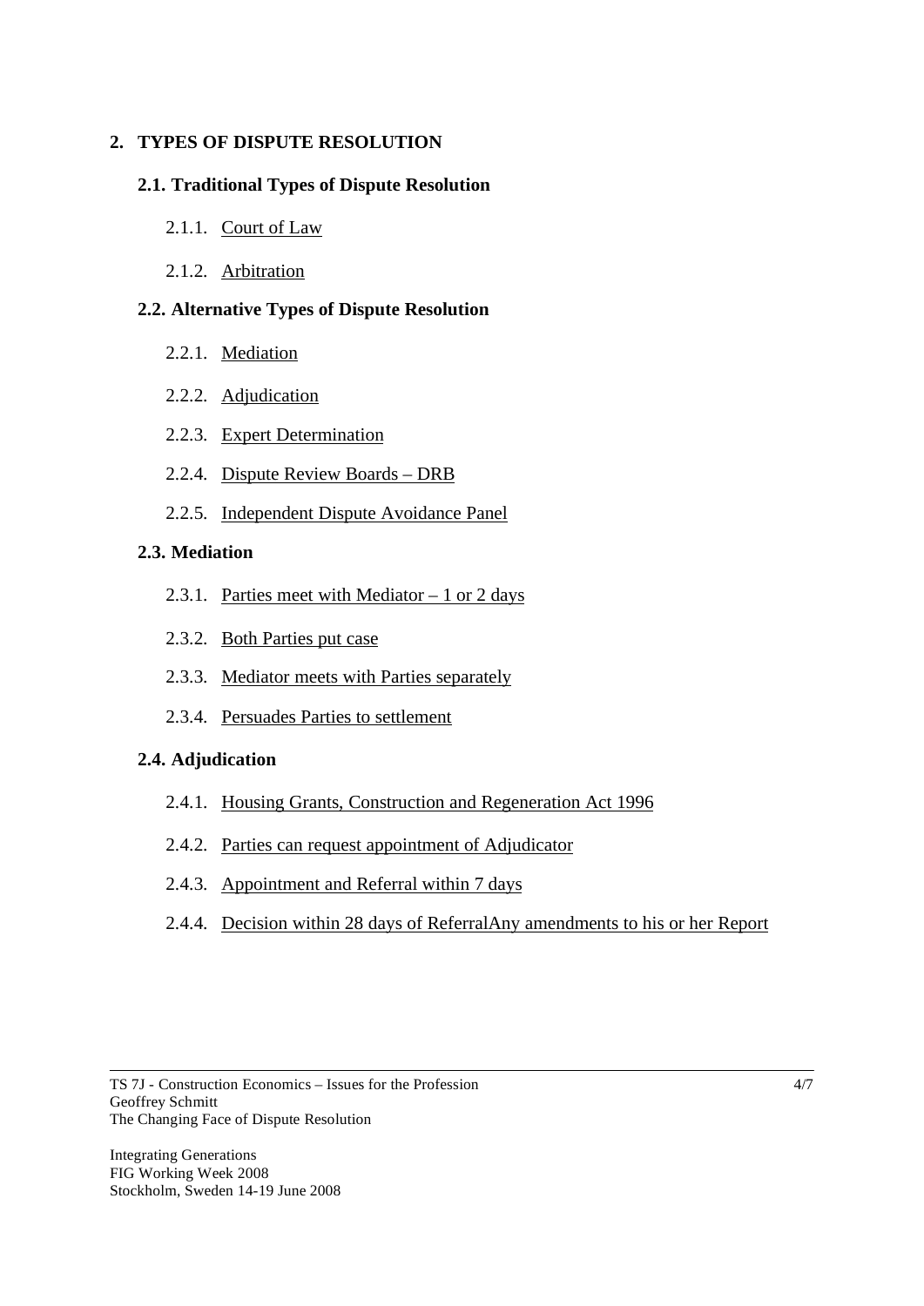## 2. TYPES OF DISPUTE RESOLUTION

### 2.1. Traditional Types of Dispute Resolution

2.1.1. Court of Law

2.1.2. Arbitration

### 2.2. Alternative Types of Dispute Resolution

2.2.1. Mediation

2.2.2. Adjudication

2.2.3. Expert Determination

2.2.4. Dispute Review Boards – DRB

2.2.5. Independent Dispute Avoidance Panel

### 2.3. Mediation

2.3.1. Parties meet with Mediator – 1 or 2 days

2.3.2. Both Parties put case

2.3.3. Mediator meets with Parties separately

2.3.4. Persuades Parties to settlement

### 2.4. Adjudication

2.4.1. Housing Grants, Construction and Regeneration Act 1996

2.4.2. Parties can request appointment of Adjudicator

2.4.3. Appointment and Referral within 7 days

2.4.4. Decision within 28 days of ReferralAny amendments to his or her Report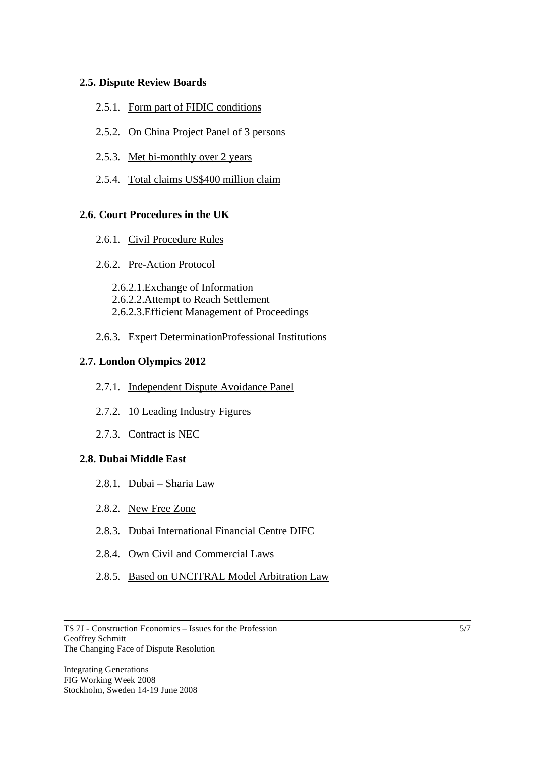**2.5. Dispute Review Boards**

- 2.5.1. Form part of FIDIC conditions
- 2.5.2. On China Project Panel of 3 persons
- 2.5.3. Met bi-monthly over 2 years
- 2.5.4. Total claims US$400 million claim

**2.6. Court Procedures in the UK**

- 2.6.1. Civil Procedure Rules
- 2.6.2. Pre-Action Protocol
  - 2.6.2.1.Exchange of Information
  - 2.6.2.2.Attempt to Reach Settlement
  - 2.6.2.3.Efficient Management of Proceedings
- 2.6.3. Expert DeterminationProfessional Institutions

**2.7. London Olympics 2012**

- 2.7.1. Independent Dispute Avoidance Panel
- 2.7.2. 10 Leading Industry Figures
- 2.7.3. Contract is NEC

**2.8. Dubai Middle East**

- 2.8.1. Dubai – Sharia Law
- 2.8.2. New Free Zone
- 2.8.3. Dubai International Financial Centre DIFC
- 2.8.4. Own Civil and Commercial Laws
- 2.8.5. Based on UNCITRAL Model Arbitration Law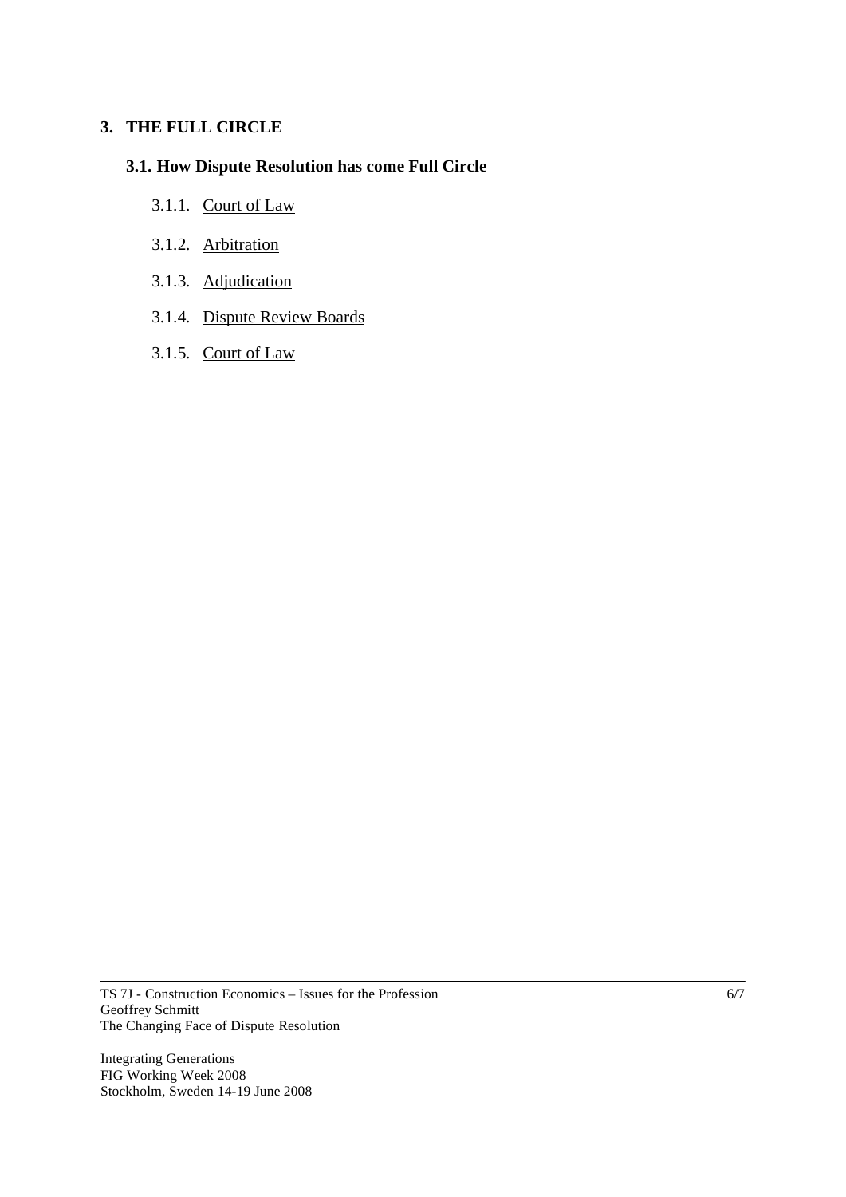## 3. THE FULL CIRCLE

### 3.1. How Dispute Resolution has come Full Circle

3.1.1. <u>Court of Law</u>

3.1.2. <u>Arbitration</u>

3.1.3. <u>Adjudication</u>

3.1.4. <u>Dispute Review Boards</u>

3.1.5. <u>Court of Law</u>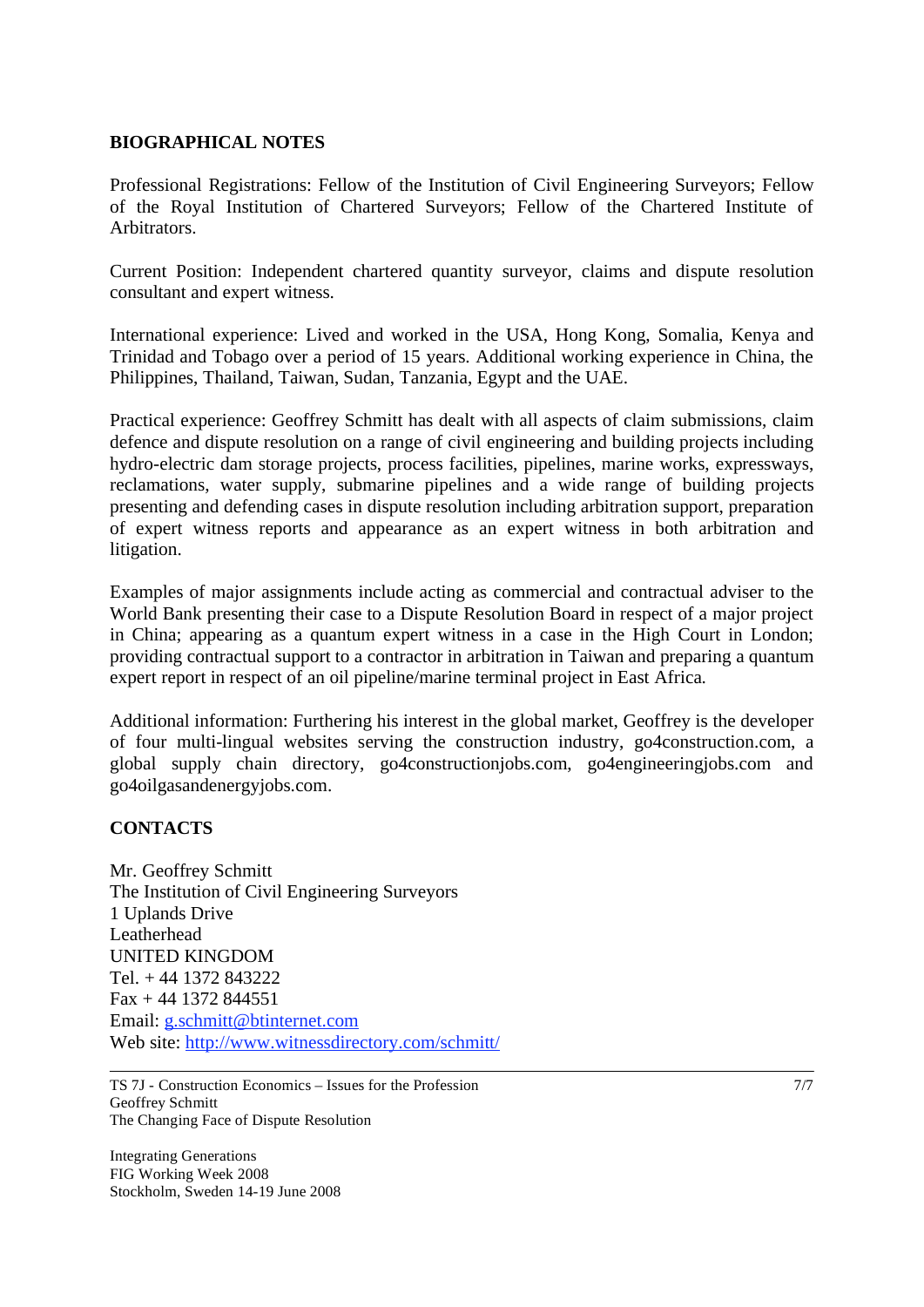## BIOGRAPHICAL NOTES

Professional Registrations: Fellow of the Institution of Civil Engineering Surveyors; Fellow of the Royal Institution of Chartered Surveyors; Fellow of the Chartered Institute of Arbitrators.

Current Position: Independent chartered quantity surveyor, claims and dispute resolution consultant and expert witness.

International experience: Lived and worked in the USA, Hong Kong, Somalia, Kenya and Trinidad and Tobago over a period of 15 years. Additional working experience in China, the Philippines, Thailand, Taiwan, Sudan, Tanzania, Egypt and the UAE.

Practical experience: Geoffrey Schmitt has dealt with all aspects of claim submissions, claim defence and dispute resolution on a range of civil engineering and building projects including hydro-electric dam storage projects, process facilities, pipelines, marine works, expressways, reclamations, water supply, submarine pipelines and a wide range of building projects presenting and defending cases in dispute resolution including arbitration support, preparation of expert witness reports and appearance as an expert witness in both arbitration and litigation.

Examples of major assignments include acting as commercial and contractual adviser to the World Bank presenting their case to a Dispute Resolution Board in respect of a major project in China; appearing as a quantum expert witness in a case in the High Court in London; providing contractual support to a contractor in arbitration in Taiwan and preparing a quantum expert report in respect of an oil pipeline/marine terminal project in East Africa.

Additional information: Furthering his interest in the global market, Geoffrey is the developer of four multi-lingual websites serving the construction industry, go4construction.com, a global supply chain directory, go4constructionjobs.com, go4engineeringjobs.com and go4oilgasandenergyjobs.com.

## CONTACTS

Mr. Geoffrey Schmitt
The Institution of Civil Engineering Surveyors
1 Uplands Drive
Leatherhead
UNITED KINGDOM
Tel. + 44 1372 843222
Fax + 44 1372 844551
Email: g.schmitt@btinternet.com
Web site: http://www.witnessdirectory.com/schmitt/